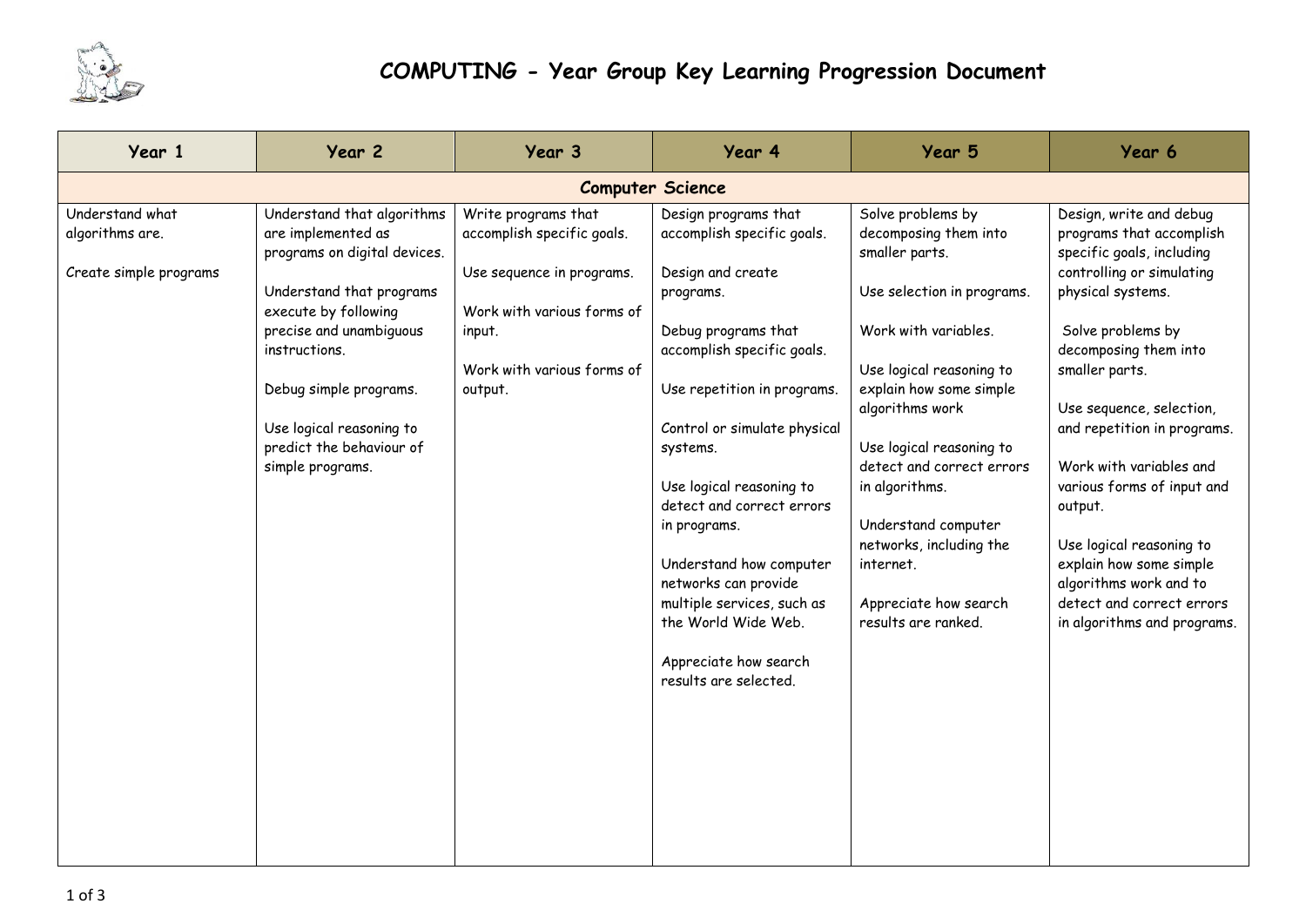# COMPUTING - Year Group Key Learning Progression Document

| Year 1 | Year 2 | Year 3 | Year 4 | Year 5 | Year 6 |
|---|---|---|---|---|---|
| **Computer Science** | | | | | |
| Understand what algorithms are.<br><br>Create simple programs | Understand that algorithms are implemented as programs on digital devices.<br><br>Understand that programs execute by following precise and unambiguous instructions.<br><br>Debug simple programs.<br><br>Use logical reasoning to predict the behaviour of simple programs. | Write programs that accomplish specific goals.<br><br>Use sequence in programs.<br><br>Work with various forms of input.<br><br>Work with various forms of output. | Design programs that accomplish specific goals.<br><br>Design and create programs.<br><br>Debug programs that accomplish specific goals.<br><br>Use repetition in programs.<br><br>Control or simulate physical systems.<br><br>Use logical reasoning to detect and correct errors in programs.<br><br>Understand how computer networks can provide multiple services, such as the World Wide Web.<br><br>Appreciate how search results are selected. | Solve problems by decomposing them into smaller parts.<br><br>Use selection in programs.<br><br>Work with variables.<br><br>Use logical reasoning to explain how some simple algorithms work<br><br>Use logical reasoning to detect and correct errors in algorithms.<br><br>Understand computer networks, including the internet.<br><br>Appreciate how search results are ranked. | Design, write and debug programs that accomplish specific goals, including controlling or simulating physical systems.<br><br>Solve problems by decomposing them into smaller parts.<br><br>Use sequence, selection, and repetition in programs.<br><br>Work with variables and various forms of input and output.<br><br>Use logical reasoning to explain how some simple algorithms work and to detect and correct errors in algorithms and programs. |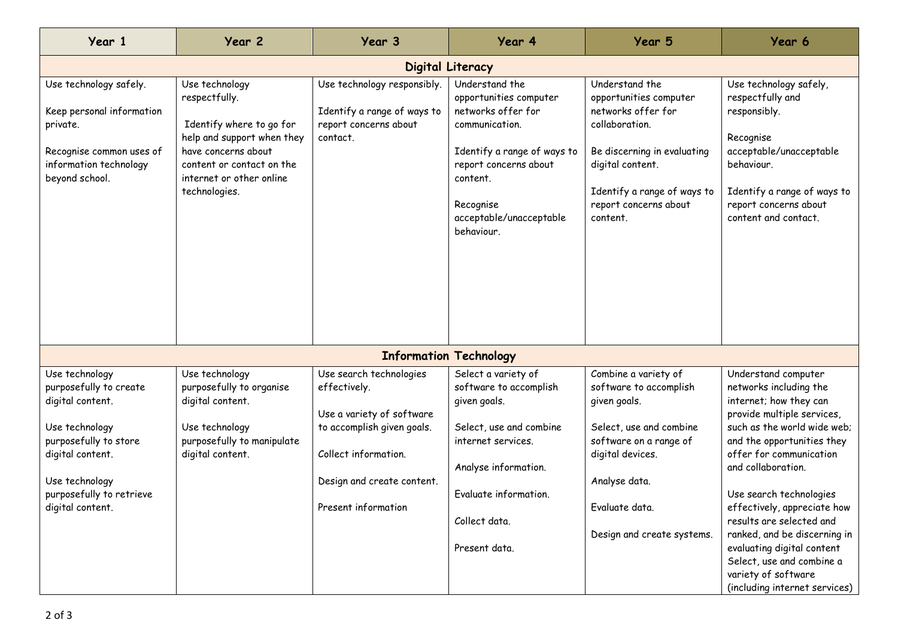| Year 1 | Year 2 | Year 3 | Year 4 | Year 5 | Year 6 |
|---|---|---|---|---|---|
| **Digital Literacy** | | | | | |
| Use technology safely.<br><br>Keep personal information private.<br><br>Recognise common uses of information technology beyond school. | Use technology respectfully.<br><br>Identify where to go for help and support when they have concerns about content or contact on the internet or other online technologies. | Use technology responsibly.<br><br>Identify a range of ways to report concerns about contact. | Understand the opportunities computer networks offer for communication.<br><br>Identify a range of ways to report concerns about content.<br><br>Recognise acceptable/unacceptable behaviour. | Understand the opportunities computer networks offer for collaboration.<br><br>Be discerning in evaluating digital content.<br><br>Identify a range of ways to report concerns about content. | Use technology safely, respectfully and responsibly.<br><br>Recognise acceptable/unacceptable behaviour.<br><br>Identify a range of ways to report concerns about content and contact. |
| **Information Technology** | | | | | |
| Use technology purposefully to create digital content.<br><br>Use technology purposefully to store digital content.<br><br>Use technology purposefully to retrieve digital content. | Use technology purposefully to organise digital content.<br><br>Use technology purposefully to manipulate digital content. | Use search technologies effectively.<br><br>Use a variety of software to accomplish given goals.<br><br>Collect information.<br><br>Design and create content.<br><br>Present information | Select a variety of software to accomplish given goals.<br><br>Select, use and combine internet services.<br><br>Analyse information.<br><br>Evaluate information.<br><br>Collect data.<br><br>Present data. | Combine a variety of software to accomplish given goals.<br><br>Select, use and combine software on a range of digital devices.<br><br>Analyse data.<br><br>Evaluate data.<br><br>Design and create systems. | Understand computer networks including the internet; how they can provide multiple services, such as the world wide web; and the opportunities they offer for communication and collaboration.<br><br>Use search technologies effectively, appreciate how results are selected and ranked, and be discerning in evaluating digital content Select, use and combine a variety of software (including internet services) |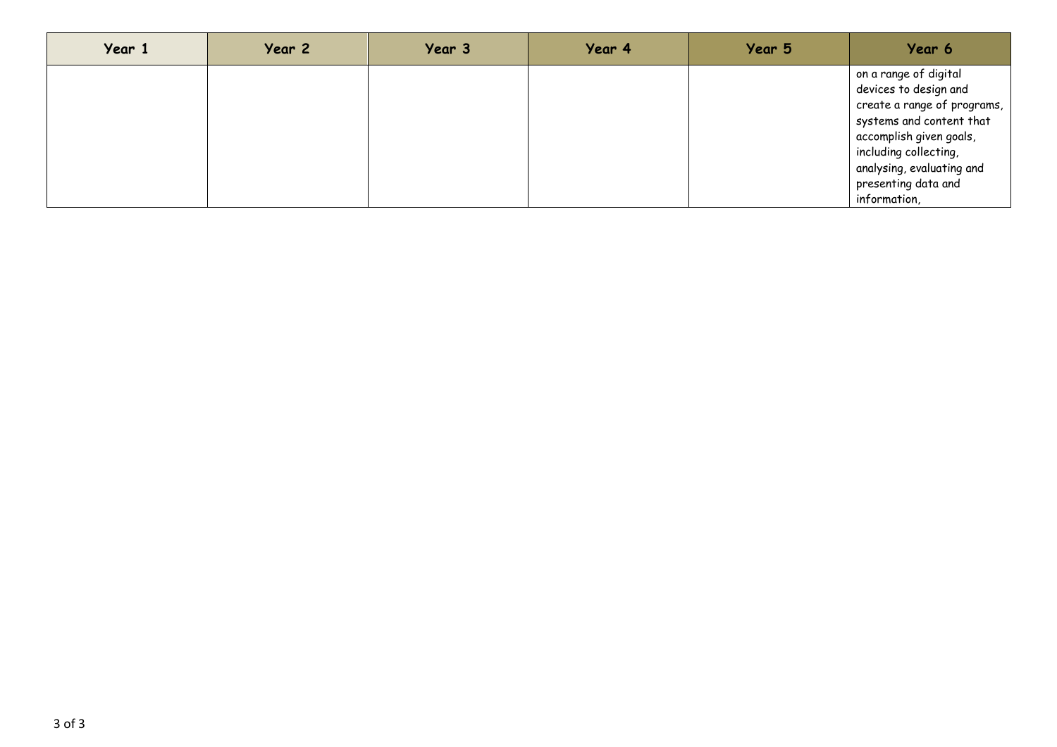| Year 1 | Year 2 | Year 3 | Year 4 | Year 5 | Year 6 |
| --- | --- | --- | --- | --- | --- |
| | | | | | on a range of digital devices to design and create a range of programs, systems and content that accomplish given goals, including collecting, analysing, evaluating and presenting data and information, |